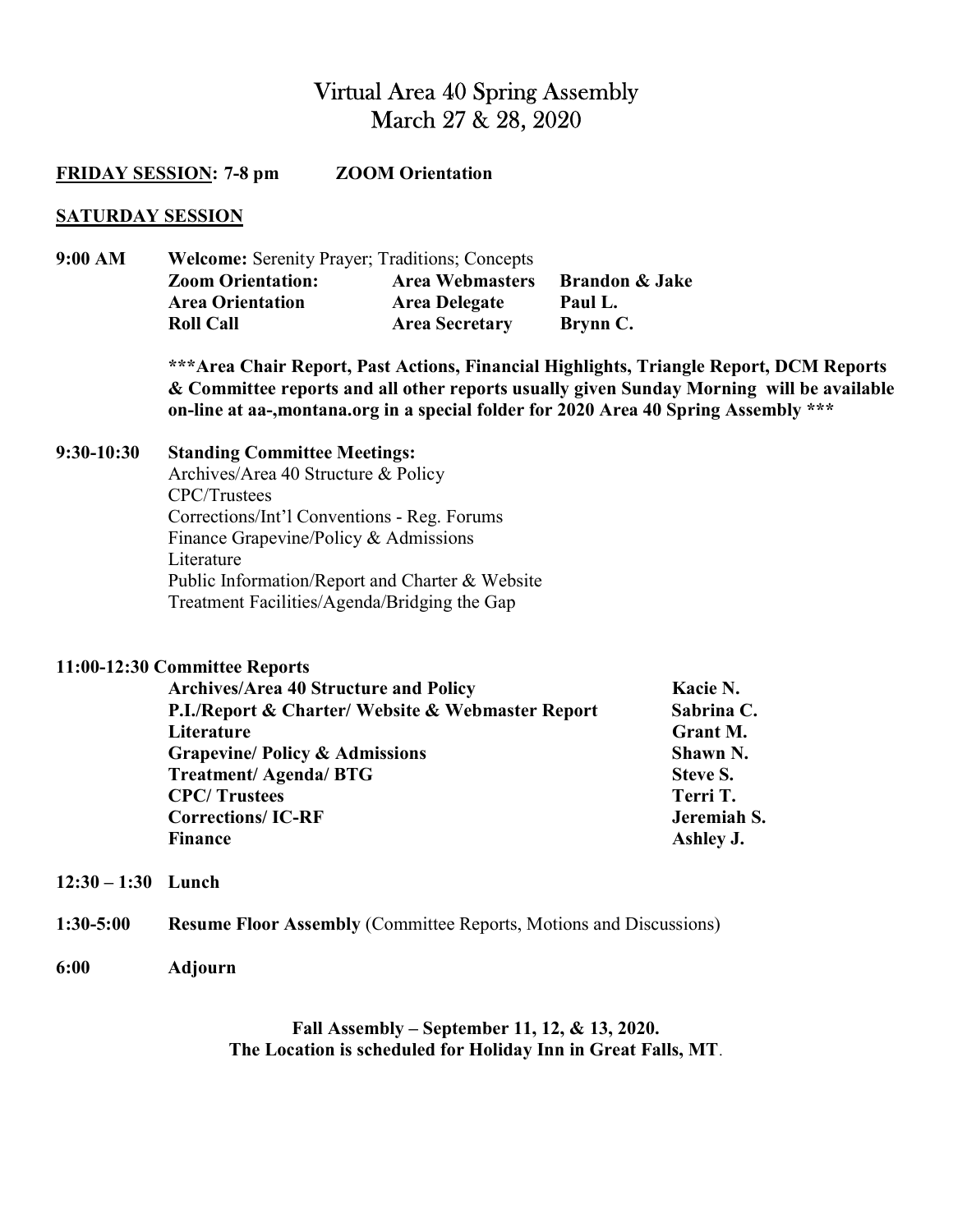# Virtual Area 40 Spring Assembly
## March 27 & 28, 2020

**FRIDAY SESSION: 7-8 pm** **ZOOM Orientation**

**SATURDAY SESSION**

**9:00 AM** **Welcome:** Serenity Prayer; Traditions; Concepts

| | | |
|---|---|---|
| **Zoom Orientation:** | **Area Webmasters** | **Brandon & Jake** |
| **Area Orientation** | **Area Delegate** | **Paul L.** |
| **Roll Call** | **Area Secretary** | **Brynn C.** |

**\*\*\*Area Chair Report, Past Actions, Financial Highlights, Triangle Report, DCM Reports & Committee reports and all other reports usually given Sunday Morning will be available on-line at aa-,montana.org in a special folder for 2020 Area 40 Spring Assembly \*\*\***

**9:30-10:30** **Standing Committee Meetings:**

Archives/Area 40 Structure & Policy
CPC/Trustees
Corrections/Int'l Conventions - Reg. Forums
Finance Grapevine/Policy & Admissions
Literature
Public Information/Report and Charter & Website
Treatment Facilities/Agenda/Bridging the Gap

**11:00-12:30 Committee Reports**

| | |
|---|---|
| **Archives/Area 40 Structure and Policy** | **Kacie N.** |
| **P.I./Report & Charter/ Website & Webmaster Report** | **Sabrina C.** |
| **Literature** | **Grant M.** |
| **Grapevine/ Policy & Admissions** | **Shawn N.** |
| **Treatment/ Agenda/ BTG** | **Steve S.** |
| **CPC/ Trustees** | **Terri T.** |
| **Corrections/ IC-RF** | **Jeremiah S.** |
| **Finance** | **Ashley J.** |

**12:30 – 1:30** **Lunch**

**1:30-5:00** **Resume Floor Assembly** (Committee Reports, Motions and Discussions)

**6:00** **Adjourn**

**Fall Assembly – September 11, 12, & 13, 2020.**
**The Location is scheduled for Holiday Inn in Great Falls, MT**.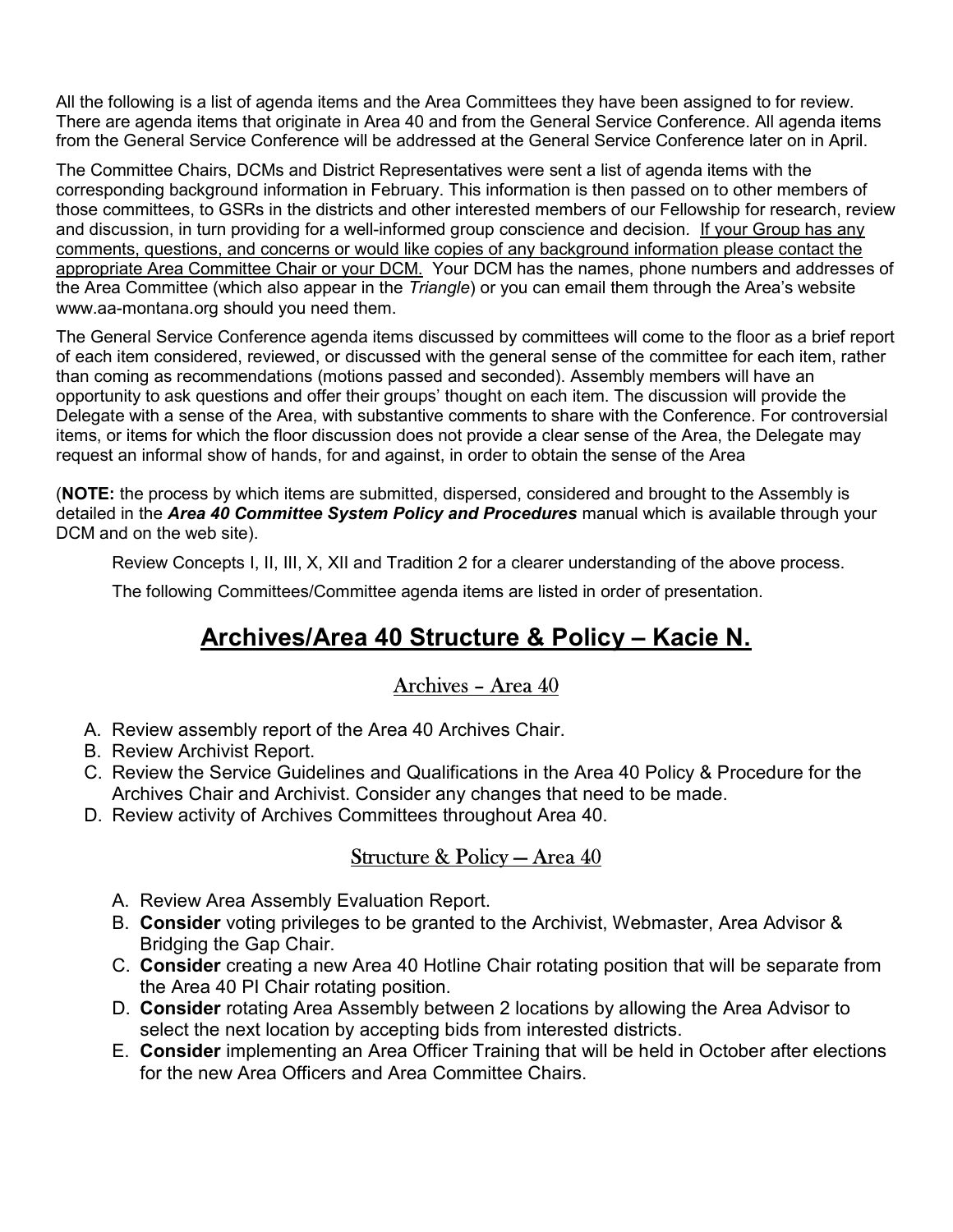All the following is a list of agenda items and the Area Committees they have been assigned to for review. There are agenda items that originate in Area 40 and from the General Service Conference. All agenda items from the General Service Conference will be addressed at the General Service Conference later on in April.

The Committee Chairs, DCMs and District Representatives were sent a list of agenda items with the corresponding background information in February. This information is then passed on to other members of those committees, to GSRs in the districts and other interested members of our Fellowship for research, review and discussion, in turn providing for a well-informed group conscience and decision. <u>If your Group has any comments, questions, and concerns or would like copies of any background information please contact the appropriate Area Committee Chair or your DCM.</u> Your DCM has the names, phone numbers and addresses of the Area Committee (which also appear in the *Triangle*) or you can email them through the Area's website www.aa-montana.org should you need them.

The General Service Conference agenda items discussed by committees will come to the floor as a brief report of each item considered, reviewed, or discussed with the general sense of the committee for each item, rather than coming as recommendations (motions passed and seconded). Assembly members will have an opportunity to ask questions and offer their groups' thought on each item. The discussion will provide the Delegate with a sense of the Area, with substantive comments to share with the Conference. For controversial items, or items for which the floor discussion does not provide a clear sense of the Area, the Delegate may request an informal show of hands, for and against, in order to obtain the sense of the Area

(**NOTE:** the process by which items are submitted, dispersed, considered and brought to the Assembly is detailed in the ***Area 40 Committee System Policy and Procedures*** manual which is available through your DCM and on the web site).

Review Concepts I, II, III, X, XII and Tradition 2 for a clearer understanding of the above process.

The following Committees/Committee agenda items are listed in order of presentation.

# Archives/Area 40 Structure & Policy – Kacie N.

## Archives – Area 40

A. Review assembly report of the Area 40 Archives Chair.
B. Review Archivist Report.
C. Review the Service Guidelines and Qualifications in the Area 40 Policy & Procedure for the Archives Chair and Archivist. Consider any changes that need to be made.
D. Review activity of Archives Committees throughout Area 40.

## Structure & Policy — Area 40

A. Review Area Assembly Evaluation Report.
B. **Consider** voting privileges to be granted to the Archivist, Webmaster, Area Advisor & Bridging the Gap Chair.
C. **Consider** creating a new Area 40 Hotline Chair rotating position that will be separate from the Area 40 PI Chair rotating position.
D. **Consider** rotating Area Assembly between 2 locations by allowing the Area Advisor to select the next location by accepting bids from interested districts.
E. **Consider** implementing an Area Officer Training that will be held in October after elections for the new Area Officers and Area Committee Chairs.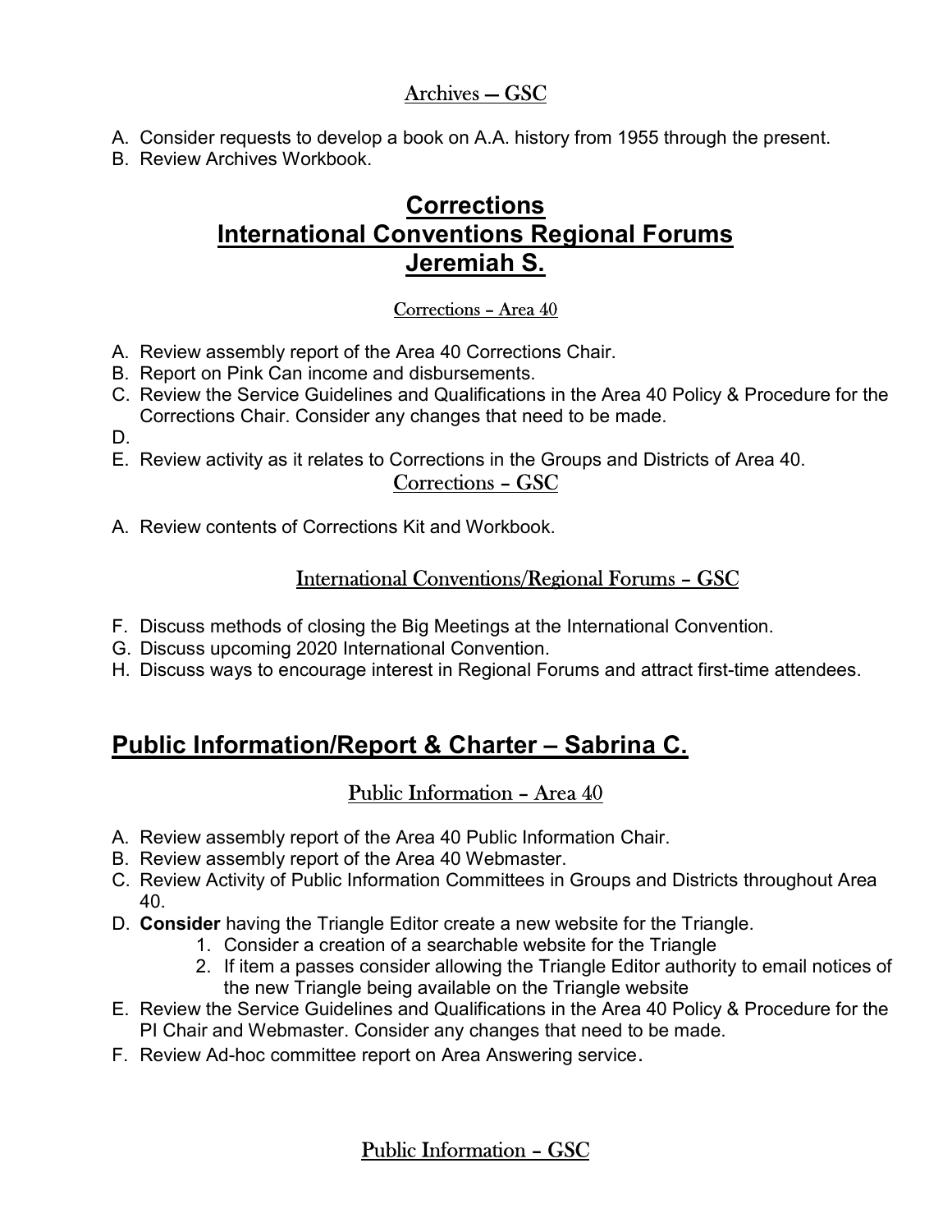### Archives – GSC

A. Consider requests to develop a book on A.A. history from 1955 through the present.
B. Review Archives Workbook.

## Corrections
## International Conventions Regional Forums
## Jeremiah S.

### Corrections – Area 40

A. Review assembly report of the Area 40 Corrections Chair.
B. Report on Pink Can income and disbursements.
C. Review the Service Guidelines and Qualifications in the Area 40 Policy & Procedure for the Corrections Chair. Consider any changes that need to be made.
D.
E. Review activity as it relates to Corrections in the Groups and Districts of Area 40.

### Corrections – GSC

A. Review contents of Corrections Kit and Workbook.

### International Conventions/Regional Forums – GSC

F. Discuss methods of closing the Big Meetings at the International Convention.
G. Discuss upcoming 2020 International Convention.
H. Discuss ways to encourage interest in Regional Forums and attract first-time attendees.

## Public Information/Report & Charter – Sabrina C.

### Public Information – Area 40

A. Review assembly report of the Area 40 Public Information Chair.
B. Review assembly report of the Area 40 Webmaster.
C. Review Activity of Public Information Committees in Groups and Districts throughout Area 40.
D. **Consider** having the Triangle Editor create a new website for the Triangle.
    1. Consider a creation of a searchable website for the Triangle
    2. If item a passes consider allowing the Triangle Editor authority to email notices of the new Triangle being available on the Triangle website
E. Review the Service Guidelines and Qualifications in the Area 40 Policy & Procedure for the PI Chair and Webmaster. Consider any changes that need to be made.
F. Review Ad-hoc committee report on Area Answering service.

### Public Information – GSC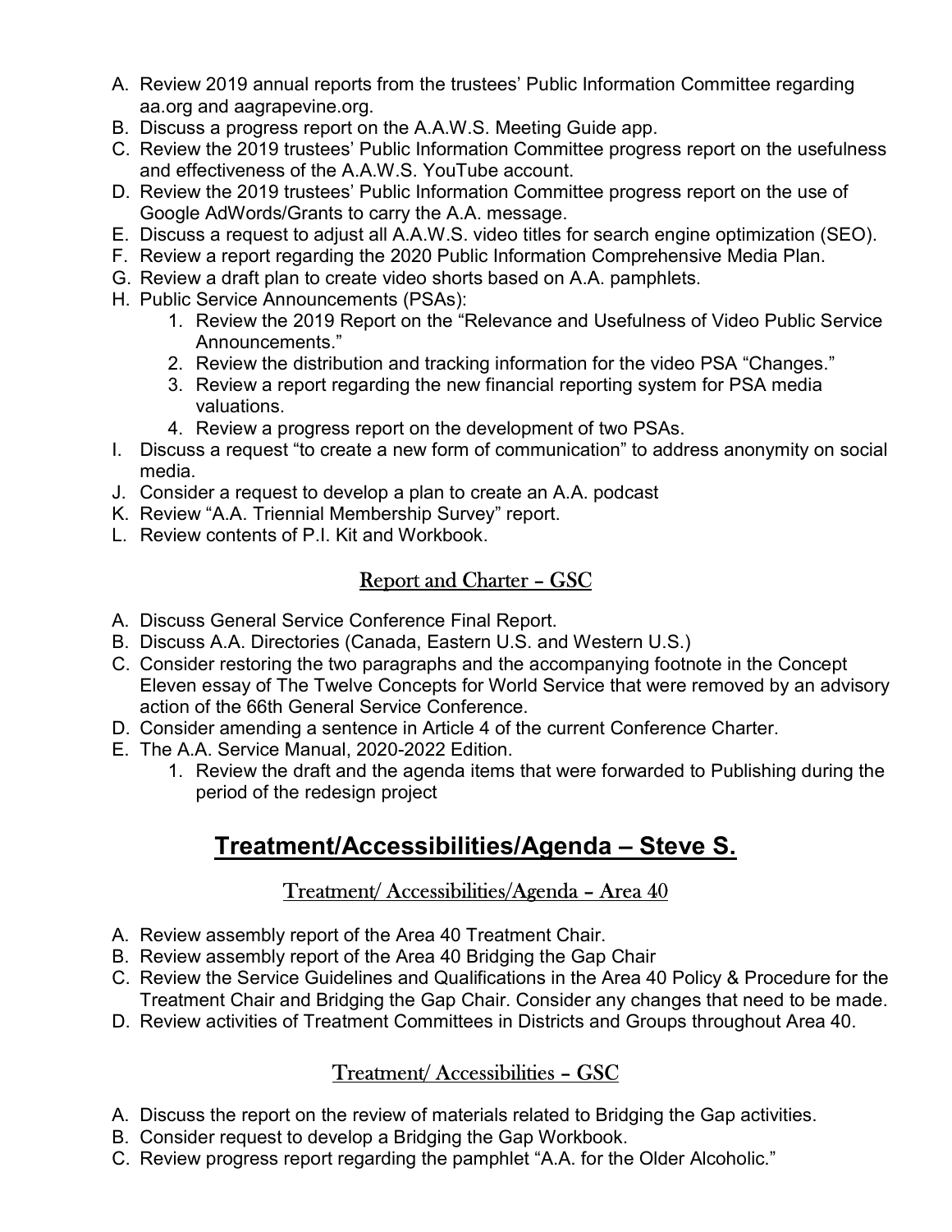A. Review 2019 annual reports from the trustees' Public Information Committee regarding aa.org and aagrapevine.org.
B. Discuss a progress report on the A.A.W.S. Meeting Guide app.
C. Review the 2019 trustees' Public Information Committee progress report on the usefulness and effectiveness of the A.A.W.S. YouTube account.
D. Review the 2019 trustees' Public Information Committee progress report on the use of Google AdWords/Grants to carry the A.A. message.
E. Discuss a request to adjust all A.A.W.S. video titles for search engine optimization (SEO).
F. Review a report regarding the 2020 Public Information Comprehensive Media Plan.
G. Review a draft plan to create video shorts based on A.A. pamphlets.
H. Public Service Announcements (PSAs):
    1. Review the 2019 Report on the "Relevance and Usefulness of Video Public Service Announcements."
    2. Review the distribution and tracking information for the video PSA "Changes."
    3. Review a report regarding the new financial reporting system for PSA media valuations.
    4. Review a progress report on the development of two PSAs.
I. Discuss a request "to create a new form of communication" to address anonymity on social media.
J. Consider a request to develop a plan to create an A.A. podcast
K. Review "A.A. Triennial Membership Survey" report.
L. Review contents of P.I. Kit and Workbook.

### Report and Charter – GSC

A. Discuss General Service Conference Final Report.
B. Discuss A.A. Directories (Canada, Eastern U.S. and Western U.S.)
C. Consider restoring the two paragraphs and the accompanying footnote in the Concept Eleven essay of The Twelve Concepts for World Service that were removed by an advisory action of the 66th General Service Conference.
D. Consider amending a sentence in Article 4 of the current Conference Charter.
E. The A.A. Service Manual, 2020-2022 Edition.
    1. Review the draft and the agenda items that were forwarded to Publishing during the period of the redesign project

## Treatment/Accessibilities/Agenda – Steve S.

### Treatment/ Accessibilities/Agenda – Area 40

A. Review assembly report of the Area 40 Treatment Chair.
B. Review assembly report of the Area 40 Bridging the Gap Chair
C. Review the Service Guidelines and Qualifications in the Area 40 Policy & Procedure for the Treatment Chair and Bridging the Gap Chair. Consider any changes that need to be made.
D. Review activities of Treatment Committees in Districts and Groups throughout Area 40.

### Treatment/ Accessibilities – GSC

A. Discuss the report on the review of materials related to Bridging the Gap activities.
B. Consider request to develop a Bridging the Gap Workbook.
C. Review progress report regarding the pamphlet "A.A. for the Older Alcoholic."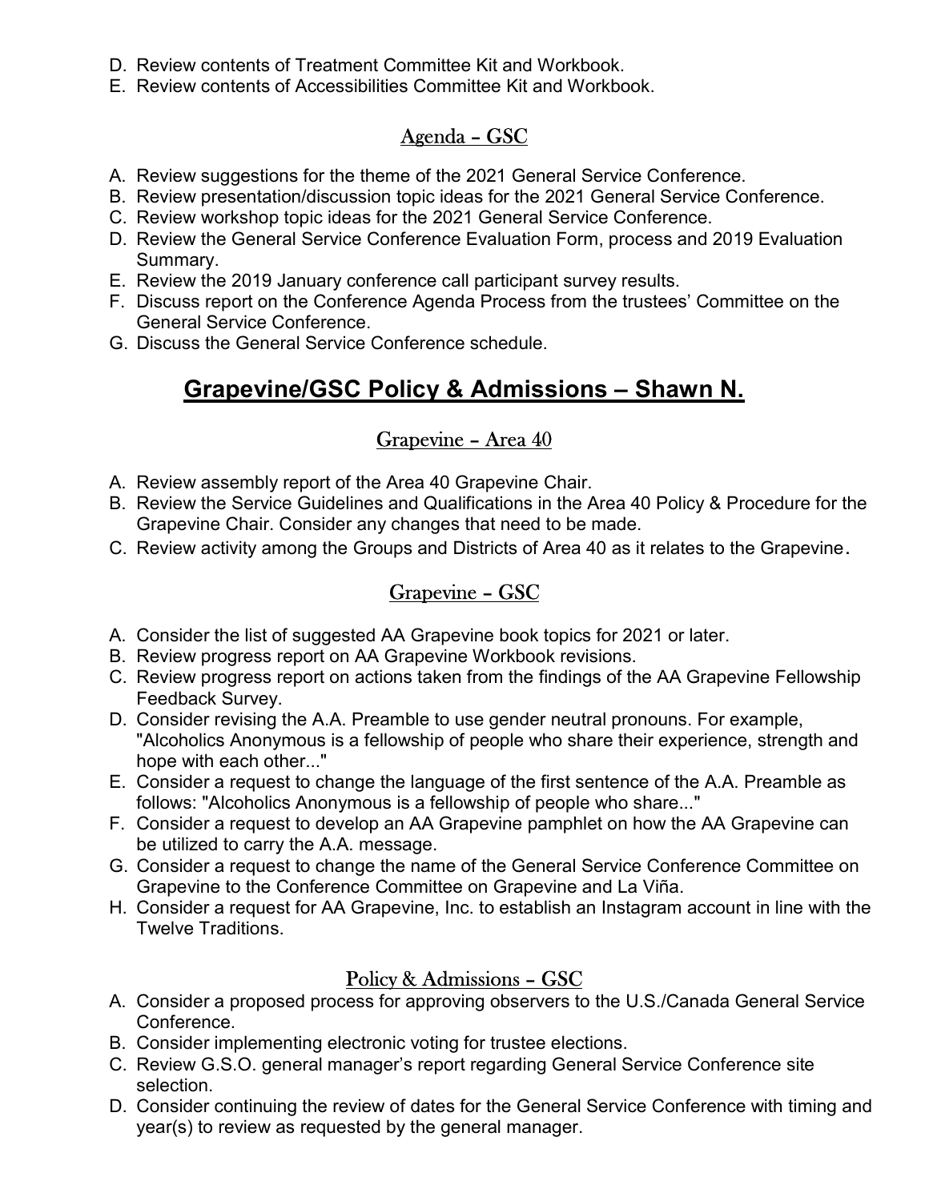D. Review contents of Treatment Committee Kit and Workbook.
E. Review contents of Accessibilities Committee Kit and Workbook.

### Agenda – GSC

A. Review suggestions for the theme of the 2021 General Service Conference.
B. Review presentation/discussion topic ideas for the 2021 General Service Conference.
C. Review workshop topic ideas for the 2021 General Service Conference.
D. Review the General Service Conference Evaluation Form, process and 2019 Evaluation Summary.
E. Review the 2019 January conference call participant survey results.
F. Discuss report on the Conference Agenda Process from the trustees' Committee on the General Service Conference.
G. Discuss the General Service Conference schedule.

## Grapevine/GSC Policy & Admissions – Shawn N.

### Grapevine – Area 40

A. Review assembly report of the Area 40 Grapevine Chair.
B. Review the Service Guidelines and Qualifications in the Area 40 Policy & Procedure for the Grapevine Chair. Consider any changes that need to be made.
C. Review activity among the Groups and Districts of Area 40 as it relates to the Grapevine.

### Grapevine – GSC

A. Consider the list of suggested AA Grapevine book topics for 2021 or later.
B. Review progress report on AA Grapevine Workbook revisions.
C. Review progress report on actions taken from the findings of the AA Grapevine Fellowship Feedback Survey.
D. Consider revising the A.A. Preamble to use gender neutral pronouns. For example, "Alcoholics Anonymous is a fellowship of people who share their experience, strength and hope with each other..."
E. Consider a request to change the language of the first sentence of the A.A. Preamble as follows: "Alcoholics Anonymous is a fellowship of people who share..."
F. Consider a request to develop an AA Grapevine pamphlet on how the AA Grapevine can be utilized to carry the A.A. message.
G. Consider a request to change the name of the General Service Conference Committee on Grapevine to the Conference Committee on Grapevine and La Viña.
H. Consider a request for AA Grapevine, Inc. to establish an Instagram account in line with the Twelve Traditions.

### Policy & Admissions – GSC

A. Consider a proposed process for approving observers to the U.S./Canada General Service Conference.
B. Consider implementing electronic voting for trustee elections.
C. Review G.S.O. general manager's report regarding General Service Conference site selection.
D. Consider continuing the review of dates for the General Service Conference with timing and year(s) to review as requested by the general manager.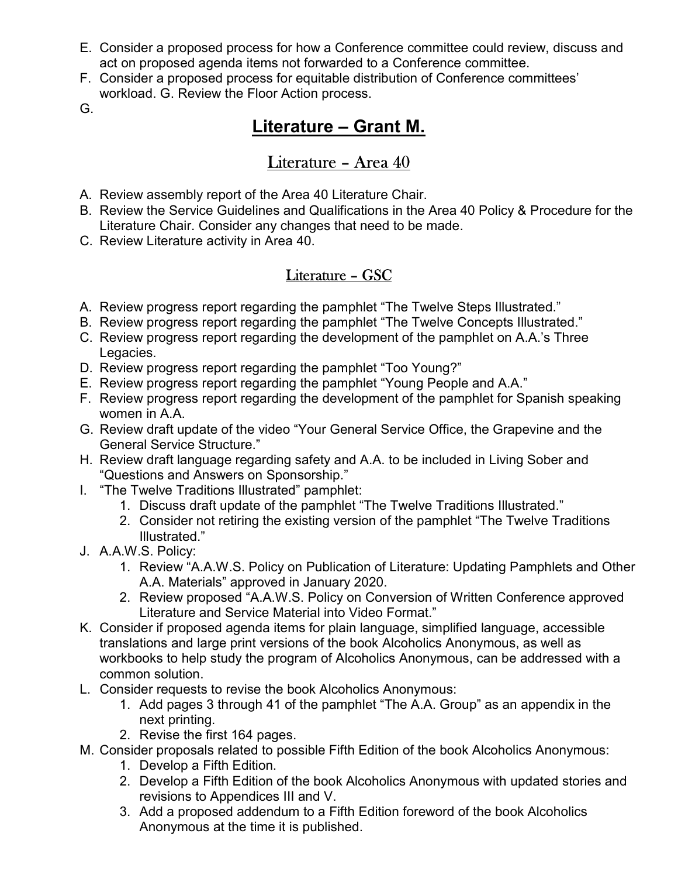E. Consider a proposed process for how a Conference committee could review, discuss and act on proposed agenda items not forwarded to a Conference committee.
F. Consider a proposed process for equitable distribution of Conference committees' workload. G. Review the Floor Action process.
G.

# Literature – Grant M.

## Literature – Area 40

A. Review assembly report of the Area 40 Literature Chair.
B. Review the Service Guidelines and Qualifications in the Area 40 Policy & Procedure for the Literature Chair. Consider any changes that need to be made.
C. Review Literature activity in Area 40.

## Literature – GSC

A. Review progress report regarding the pamphlet "The Twelve Steps Illustrated."
B. Review progress report regarding the pamphlet "The Twelve Concepts Illustrated."
C. Review progress report regarding the development of the pamphlet on A.A.'s Three Legacies.
D. Review progress report regarding the pamphlet "Too Young?"
E. Review progress report regarding the pamphlet "Young People and A.A."
F. Review progress report regarding the development of the pamphlet for Spanish speaking women in A.A.
G. Review draft update of the video "Your General Service Office, the Grapevine and the General Service Structure."
H. Review draft language regarding safety and A.A. to be included in Living Sober and "Questions and Answers on Sponsorship."
I. "The Twelve Traditions Illustrated" pamphlet:
   1. Discuss draft update of the pamphlet "The Twelve Traditions Illustrated."
   2. Consider not retiring the existing version of the pamphlet "The Twelve Traditions Illustrated."
J. A.A.W.S. Policy:
   1. Review "A.A.W.S. Policy on Publication of Literature: Updating Pamphlets and Other A.A. Materials" approved in January 2020.
   2. Review proposed "A.A.W.S. Policy on Conversion of Written Conference approved Literature and Service Material into Video Format."
K. Consider if proposed agenda items for plain language, simplified language, accessible translations and large print versions of the book Alcoholics Anonymous, as well as workbooks to help study the program of Alcoholics Anonymous, can be addressed with a common solution.
L. Consider requests to revise the book Alcoholics Anonymous:
   1. Add pages 3 through 41 of the pamphlet "The A.A. Group" as an appendix in the next printing.
   2. Revise the first 164 pages.
M. Consider proposals related to possible Fifth Edition of the book Alcoholics Anonymous:
   1. Develop a Fifth Edition.
   2. Develop a Fifth Edition of the book Alcoholics Anonymous with updated stories and revisions to Appendices III and V.
   3. Add a proposed addendum to a Fifth Edition foreword of the book Alcoholics Anonymous at the time it is published.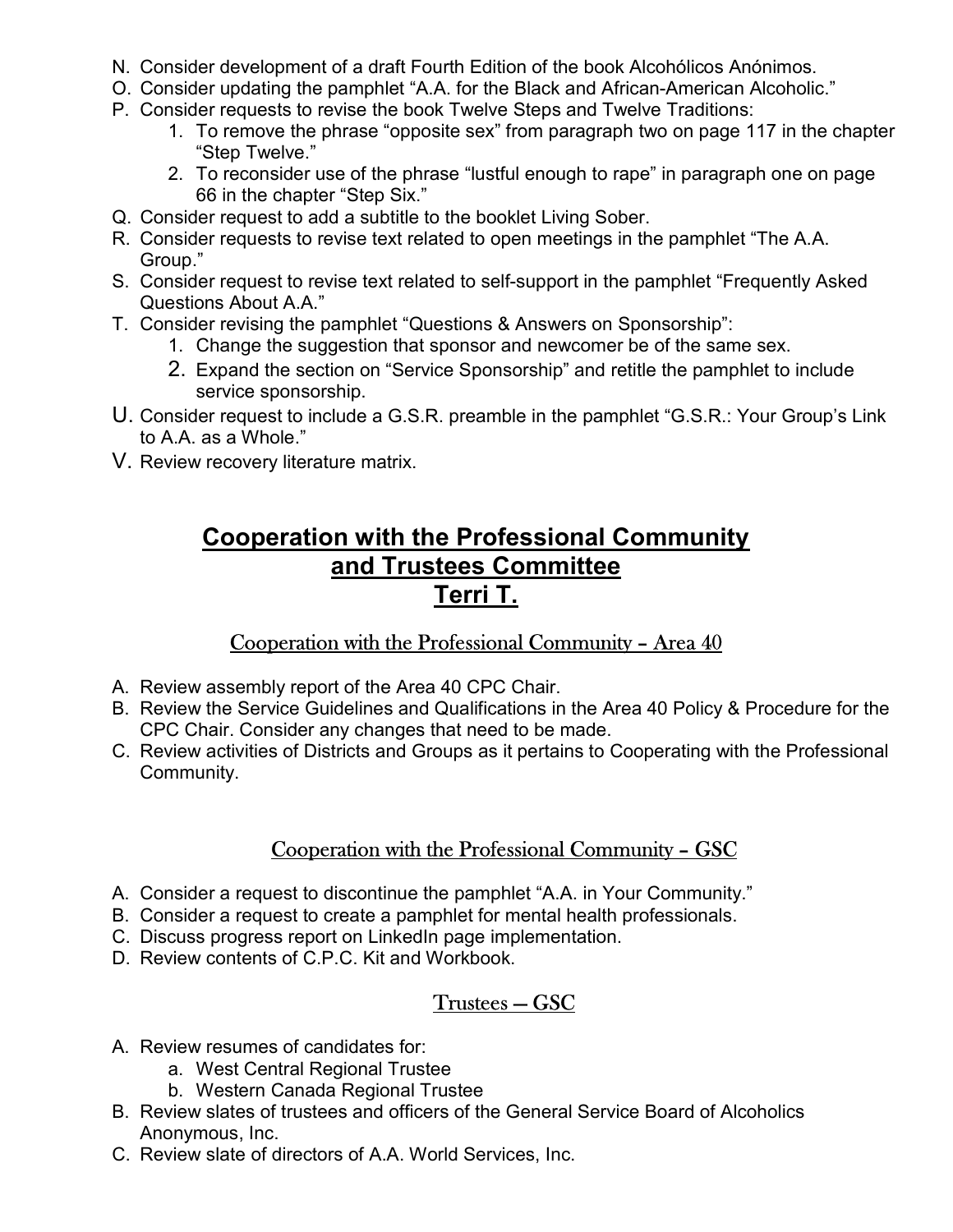N. Consider development of a draft Fourth Edition of the book Alcohólicos Anónimos.
O. Consider updating the pamphlet "A.A. for the Black and African-American Alcoholic."
P. Consider requests to revise the book Twelve Steps and Twelve Traditions:
    1. To remove the phrase "opposite sex" from paragraph two on page 117 in the chapter "Step Twelve."
    2. To reconsider use of the phrase "lustful enough to rape" in paragraph one on page 66 in the chapter "Step Six."
Q. Consider request to add a subtitle to the booklet Living Sober.
R. Consider requests to revise text related to open meetings in the pamphlet "The A.A. Group."
S. Consider request to revise text related to self-support in the pamphlet "Frequently Asked Questions About A.A."
T. Consider revising the pamphlet "Questions & Answers on Sponsorship":
    1. Change the suggestion that sponsor and newcomer be of the same sex.
    2. Expand the section on "Service Sponsorship" and retitle the pamphlet to include service sponsorship.
U. Consider request to include a G.S.R. preamble in the pamphlet "G.S.R.: Your Group's Link to A.A. as a Whole."
V. Review recovery literature matrix.

# Cooperation with the Professional Community and Trustees Committee
# Terri T.

## Cooperation with the Professional Community – Area 40

A. Review assembly report of the Area 40 CPC Chair.
B. Review the Service Guidelines and Qualifications in the Area 40 Policy & Procedure for the CPC Chair. Consider any changes that need to be made.
C. Review activities of Districts and Groups as it pertains to Cooperating with the Professional Community.

## Cooperation with the Professional Community – GSC

A. Consider a request to discontinue the pamphlet "A.A. in Your Community."
B. Consider a request to create a pamphlet for mental health professionals.
C. Discuss progress report on LinkedIn page implementation.
D. Review contents of C.P.C. Kit and Workbook.

## Trustees — GSC

A. Review resumes of candidates for:
    a. West Central Regional Trustee
    b. Western Canada Regional Trustee
B. Review slates of trustees and officers of the General Service Board of Alcoholics Anonymous, Inc.
C. Review slate of directors of A.A. World Services, Inc.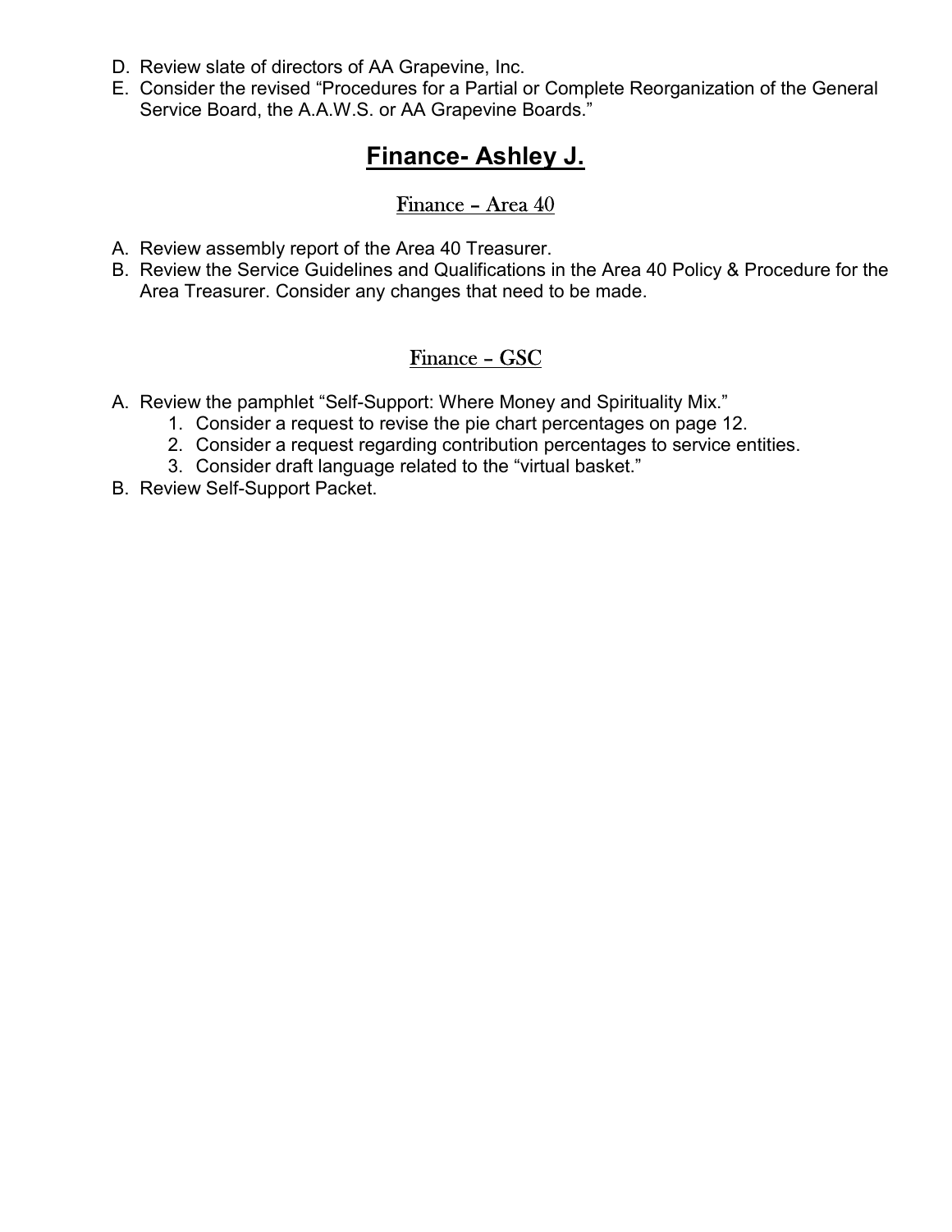D. Review slate of directors of AA Grapevine, Inc.
E. Consider the revised "Procedures for a Partial or Complete Reorganization of the General Service Board, the A.A.W.S. or AA Grapevine Boards."

## Finance- Ashley J.

### Finance – Area 40

A. Review assembly report of the Area 40 Treasurer.
B. Review the Service Guidelines and Qualifications in the Area 40 Policy & Procedure for the Area Treasurer. Consider any changes that need to be made.

### Finance – GSC

A. Review the pamphlet "Self-Support: Where Money and Spirituality Mix."
   1. Consider a request to revise the pie chart percentages on page 12.
   2. Consider a request regarding contribution percentages to service entities.
   3. Consider draft language related to the "virtual basket."
B. Review Self-Support Packet.